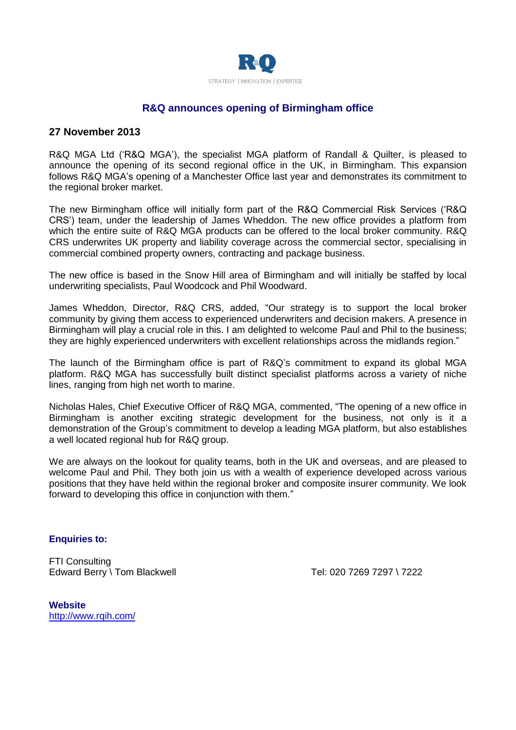R&Q

STRATEGY | INNOVATION | EXPERTISE

## R&Q announces opening of Birmingham office

### 27 November 2013

R&Q MGA Ltd ('R&Q MGA'), the specialist MGA platform of Randall & Quilter, is pleased to announce the opening of its second regional office in the UK, in Birmingham. This expansion follows R&Q MGA's opening of a Manchester Office last year and demonstrates its commitment to the regional broker market.

The new Birmingham office will initially form part of the R&Q Commercial Risk Services ('R&Q CRS') team, under the leadership of James Wheddon. The new office provides a platform from which the entire suite of R&Q MGA products can be offered to the local broker community. R&Q CRS underwrites UK property and liability coverage across the commercial sector, specialising in commercial combined property owners, contracting and package business.

The new office is based in the Snow Hill area of Birmingham and will initially be staffed by local underwriting specialists, Paul Woodcock and Phil Woodward.

James Wheddon, Director, R&Q CRS, added, "Our strategy is to support the local broker community by giving them access to experienced underwriters and decision makers. A presence in Birmingham will play a crucial role in this. I am delighted to welcome Paul and Phil to the business; they are highly experienced underwriters with excellent relationships across the midlands region."

The launch of the Birmingham office is part of R&Q's commitment to expand its global MGA platform. R&Q MGA has successfully built distinct specialist platforms across a variety of niche lines, ranging from high net worth to marine.

Nicholas Hales, Chief Executive Officer of R&Q MGA, commented, "The opening of a new office in Birmingham is another exciting strategic development for the business, not only is it a demonstration of the Group's commitment to develop a leading MGA platform, but also establishes a well located regional hub for R&Q group.

We are always on the lookout for quality teams, both in the UK and overseas, and are pleased to welcome Paul and Phil. They both join us with a wealth of experience developed across various positions that they have held within the regional broker and composite insurer community. We look forward to developing this office in conjunction with them."

**Enquiries to:**

FTI Consulting
Edward Berry \ Tom Blackwell — Tel: 020 7269 7297 \ 7222

**Website**
http://www.rqih.com/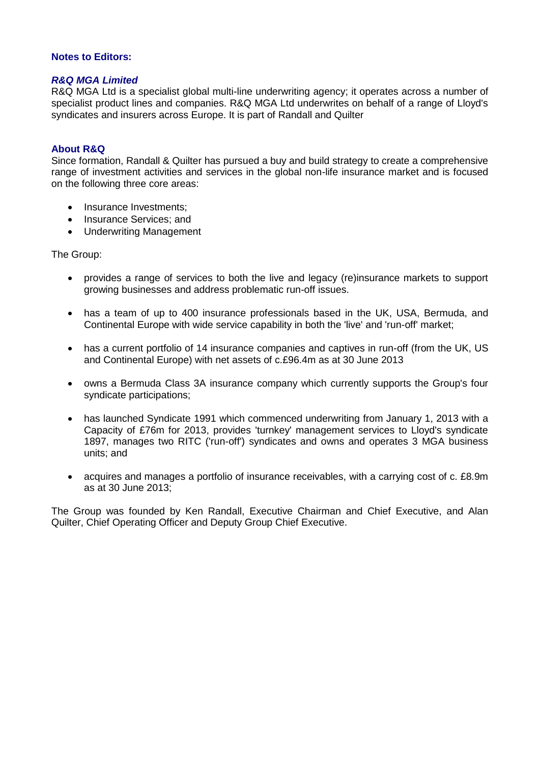**Notes to Editors:**

***R&Q MGA Limited***

R&Q MGA Ltd is a specialist global multi-line underwriting agency; it operates across a number of specialist product lines and companies. R&Q MGA Ltd underwrites on behalf of a range of Lloyd's syndicates and insurers across Europe. It is part of Randall and Quilter

**About R&Q**

Since formation, Randall & Quilter has pursued a buy and build strategy to create a comprehensive range of investment activities and services in the global non-life insurance market and is focused on the following three core areas:

- Insurance Investments;
- Insurance Services; and
- Underwriting Management

The Group:

- provides a range of services to both the live and legacy (re)insurance markets to support growing businesses and address problematic run-off issues.
- has a team of up to 400 insurance professionals based in the UK, USA, Bermuda, and Continental Europe with wide service capability in both the 'live' and 'run-off' market;
- has a current portfolio of 14 insurance companies and captives in run-off (from the UK, US and Continental Europe) with net assets of c.£96.4m as at 30 June 2013
- owns a Bermuda Class 3A insurance company which currently supports the Group's four syndicate participations;
- has launched Syndicate 1991 which commenced underwriting from January 1, 2013 with a Capacity of £76m for 2013, provides 'turnkey' management services to Lloyd's syndicate 1897, manages two RITC ('run-off') syndicates and owns and operates 3 MGA business units; and
- acquires and manages a portfolio of insurance receivables, with a carrying cost of c. £8.9m as at 30 June 2013;

The Group was founded by Ken Randall, Executive Chairman and Chief Executive, and Alan Quilter, Chief Operating Officer and Deputy Group Chief Executive.